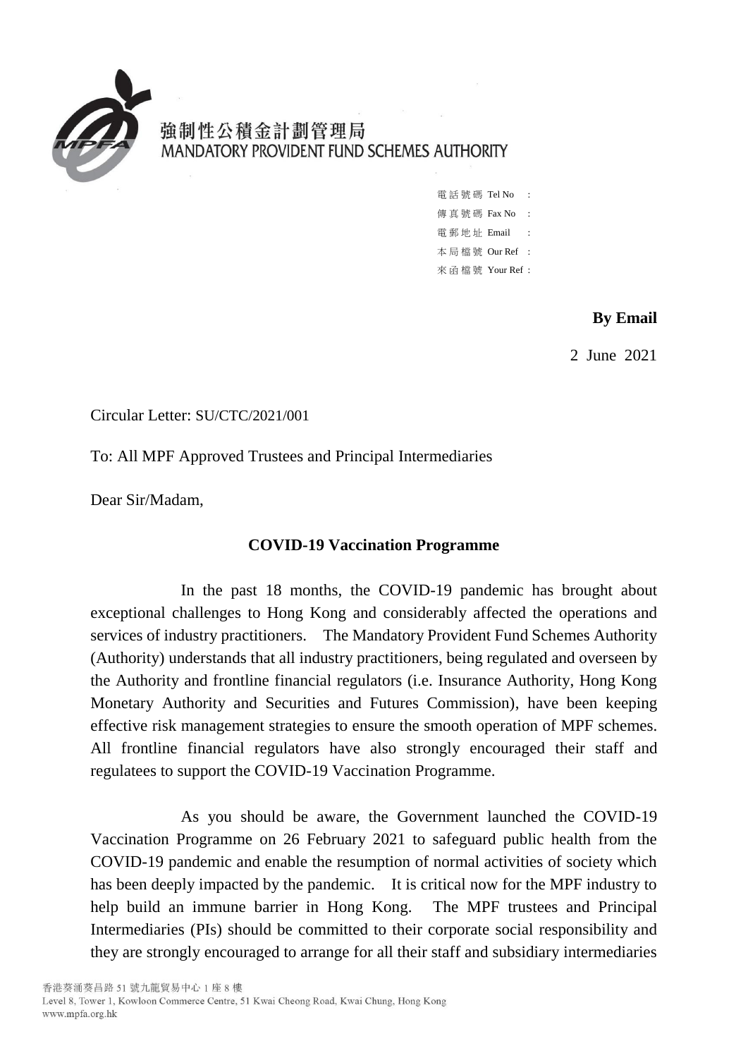強制性公積金計劃管理局
MANDATORY PROVIDENT FUND SCHEMES AUTHORITY

電話號碼 Tel No :
傳真號碼 Fax No :
電郵地址 Email :
本局檔號 Our Ref :
來函檔號 Your Ref :

**By Email**

2 June 2021

Circular Letter: SU/CTC/2021/001

To: All MPF Approved Trustees and Principal Intermediaries

Dear Sir/Madam,

**COVID-19 Vaccination Programme**

In the past 18 months, the COVID-19 pandemic has brought about exceptional challenges to Hong Kong and considerably affected the operations and services of industry practitioners. The Mandatory Provident Fund Schemes Authority (Authority) understands that all industry practitioners, being regulated and overseen by the Authority and frontline financial regulators (i.e. Insurance Authority, Hong Kong Monetary Authority and Securities and Futures Commission), have been keeping effective risk management strategies to ensure the smooth operation of MPF schemes. All frontline financial regulators have also strongly encouraged their staff and regulatees to support the COVID-19 Vaccination Programme.

As you should be aware, the Government launched the COVID-19 Vaccination Programme on 26 February 2021 to safeguard public health from the COVID-19 pandemic and enable the resumption of normal activities of society which has been deeply impacted by the pandemic. It is critical now for the MPF industry to help build an immune barrier in Hong Kong. The MPF trustees and Principal Intermediaries (PIs) should be committed to their corporate social responsibility and they are strongly encouraged to arrange for all their staff and subsidiary intermediaries

香港葵涌葵昌路 51 號九龍貿易中心 1 座 8 樓
Level 8, Tower 1, Kowloon Commerce Centre, 51 Kwai Cheong Road, Kwai Chung, Hong Kong
www.mpfa.org.hk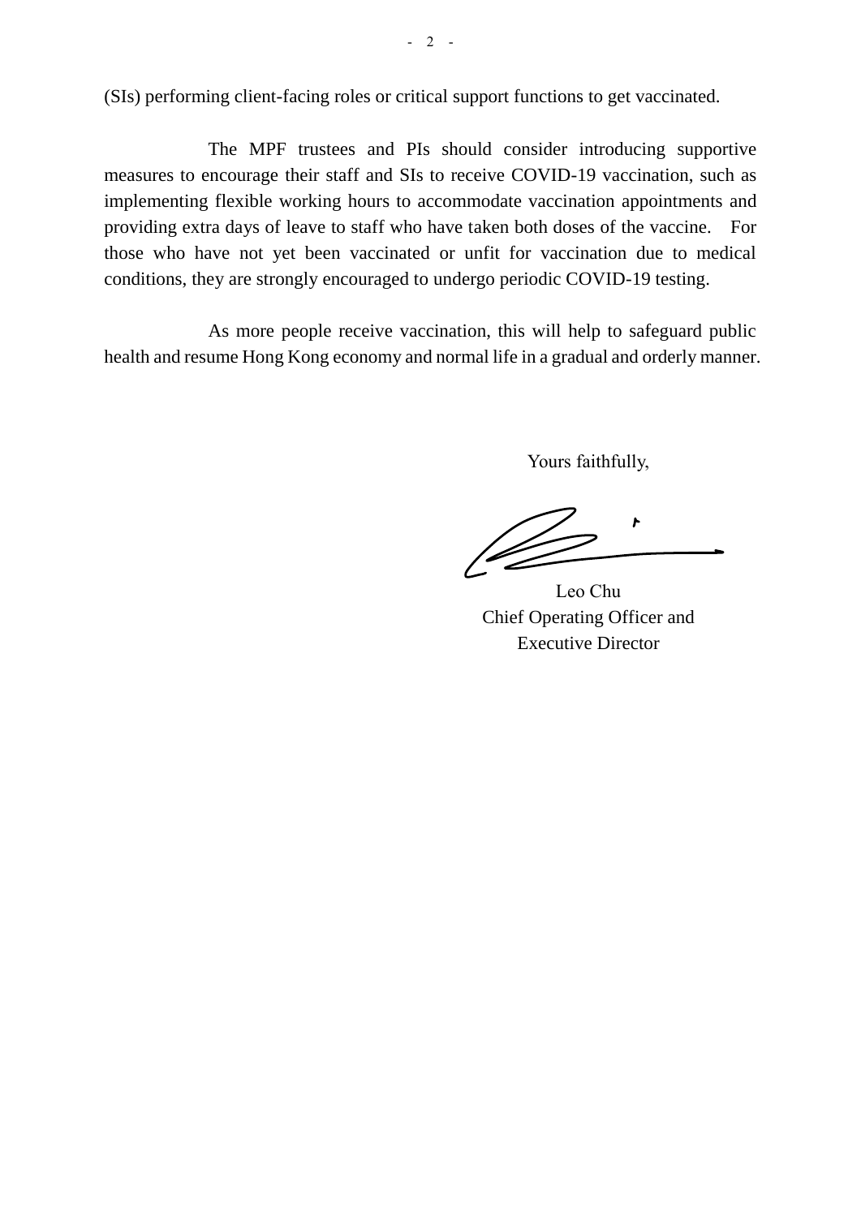(SIs) performing client-facing roles or critical support functions to get vaccinated.

The MPF trustees and PIs should consider introducing supportive measures to encourage their staff and SIs to receive COVID-19 vaccination, such as implementing flexible working hours to accommodate vaccination appointments and providing extra days of leave to staff who have taken both doses of the vaccine. For those who have not yet been vaccinated or unfit for vaccination due to medical conditions, they are strongly encouraged to undergo periodic COVID-19 testing.

As more people receive vaccination, this will help to safeguard public health and resume Hong Kong economy and normal life in a gradual and orderly manner.

Yours faithfully,

Leo Chu
Chief Operating Officer and
Executive Director